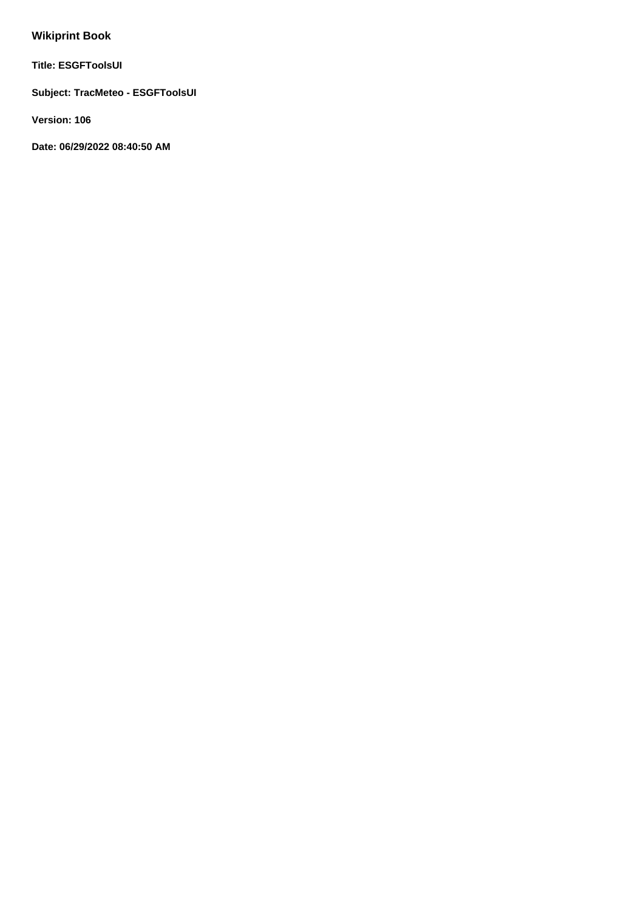**Wikiprint Book**

**Title: ESGFToolsUI**

**Subject: TracMeteo - ESGFToolsUI**

**Version: 106**

**Date: 06/29/2022 08:40:50 AM**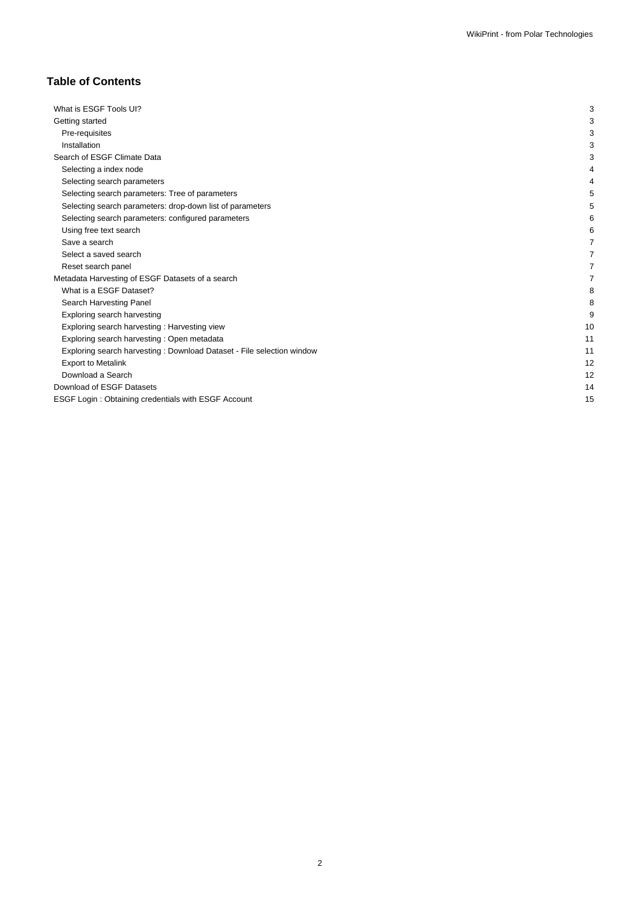# Table of Contents

- What is ESGF Tools UI? 3
- Getting started 3
  - Pre-requisites 3
  - Installation 3
- Search of ESGF Climate Data 3
  - Selecting a index node 4
  - Selecting search parameters 4
  - Selecting search parameters: Tree of parameters 5
  - Selecting search parameters: drop-down list of parameters 5
  - Selecting search parameters: configured parameters 6
  - Using free text search 6
  - Save a search 7
  - Select a saved search 7
  - Reset search panel 7
- Metadata Harvesting of ESGF Datasets of a search 7
  - What is a ESGF Dataset? 8
  - Search Harvesting Panel 8
  - Exploring search harvesting 9
  - Exploring search harvesting : Harvesting view 10
  - Exploring search harvesting : Open metadata 11
  - Exploring search harvesting : Download Dataset - File selection window 11
  - Export to Metalink 12
  - Download a Search 12
- Download of ESGF Datasets 14
- ESGF Login : Obtaining credentials with ESGF Account 15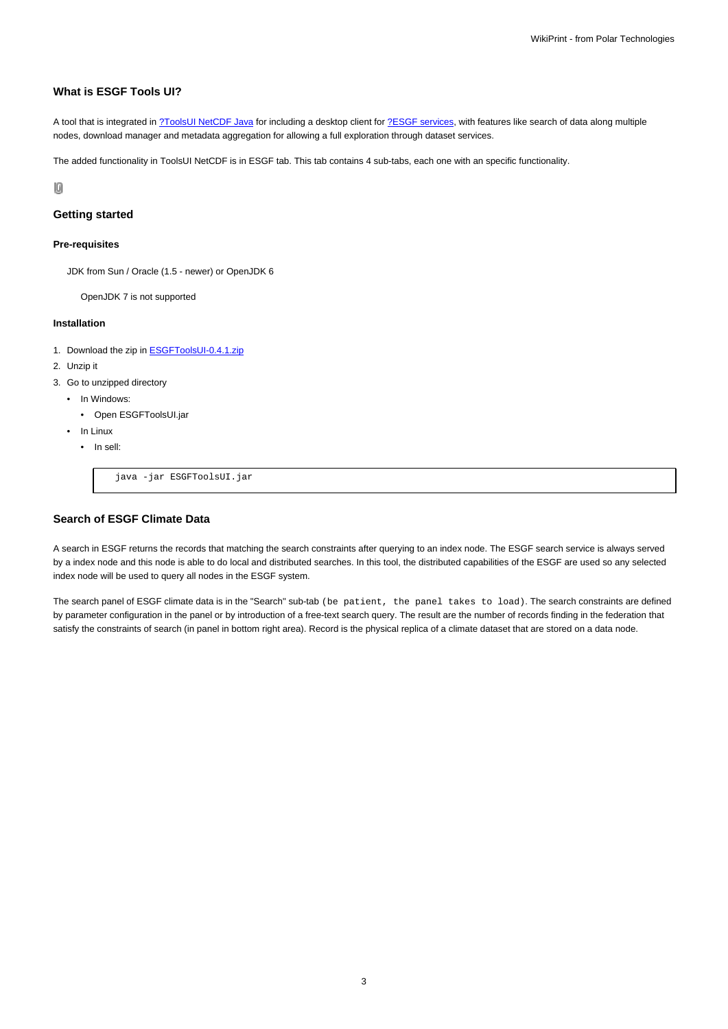### What is ESGF Tools UI?

A tool that is integrated in ?ToolsUI NetCDF Java for including a desktop client for ?ESGF services, with features like search of data along multiple nodes, download manager and metadata aggregation for allowing a full exploration through dataset services.

The added functionality in ToolsUI NetCDF is in ESGF tab. This tab contains 4 sub-tabs, each one with an specific functionality.

### Getting started

#### Pre-requisites

JDK from Sun / Oracle (1.5 - newer) or OpenJDK 6

OpenJDK 7 is not supported

#### Installation

1. Download the zip in ESGFToolsUI-0.4.1.zip
2. Unzip it
3. Go to unzipped directory
   - In Windows:
     - Open ESGFToolsUI.jar
   - In Linux
     - In sell:

```
java -jar ESGFToolsUI.jar
```

### Search of ESGF Climate Data

A search in ESGF returns the records that matching the search constraints after querying to an index node. The ESGF search service is always served by a index node and this node is able to do local and distributed searches. In this tool, the distributed capabilities of the ESGF are used so any selected index node will be used to query all nodes in the ESGF system.

The search panel of ESGF climate data is in the "Search" sub-tab `(be patient, the panel takes to load)`. The search constraints are defined by parameter configuration in the panel or by introduction of a free-text search query. The result are the number of records finding in the federation that satisfy the constraints of search (in panel in bottom right area). Record is the physical replica of a climate dataset that are stored on a data node.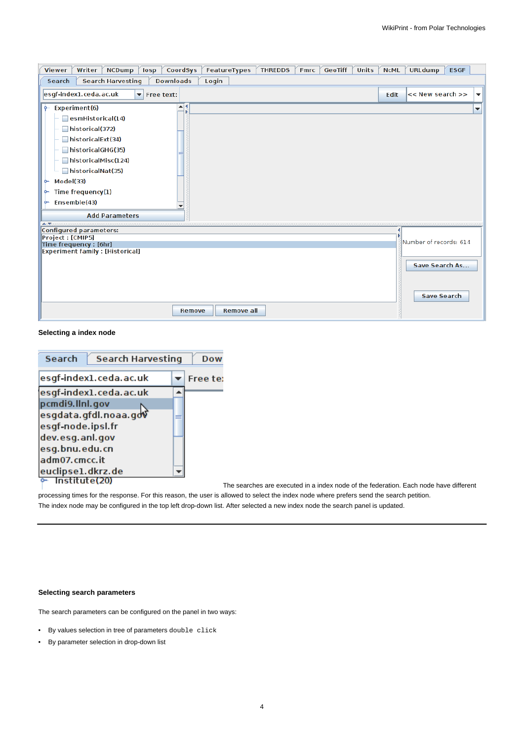**Selecting a index node**

The searches are executed in a index node of the federation. Each node have different processing times for the response. For this reason, the user is allowed to select the index node where prefers send the search petition.
The index node may be configured in the top left drop-down list. After selected a new index node the search panel is updated.

---

**Selecting search parameters**

The search parameters can be configured on the panel in two ways:

- By values selection in tree of parameters `double click`
- By parameter selection in drop-down list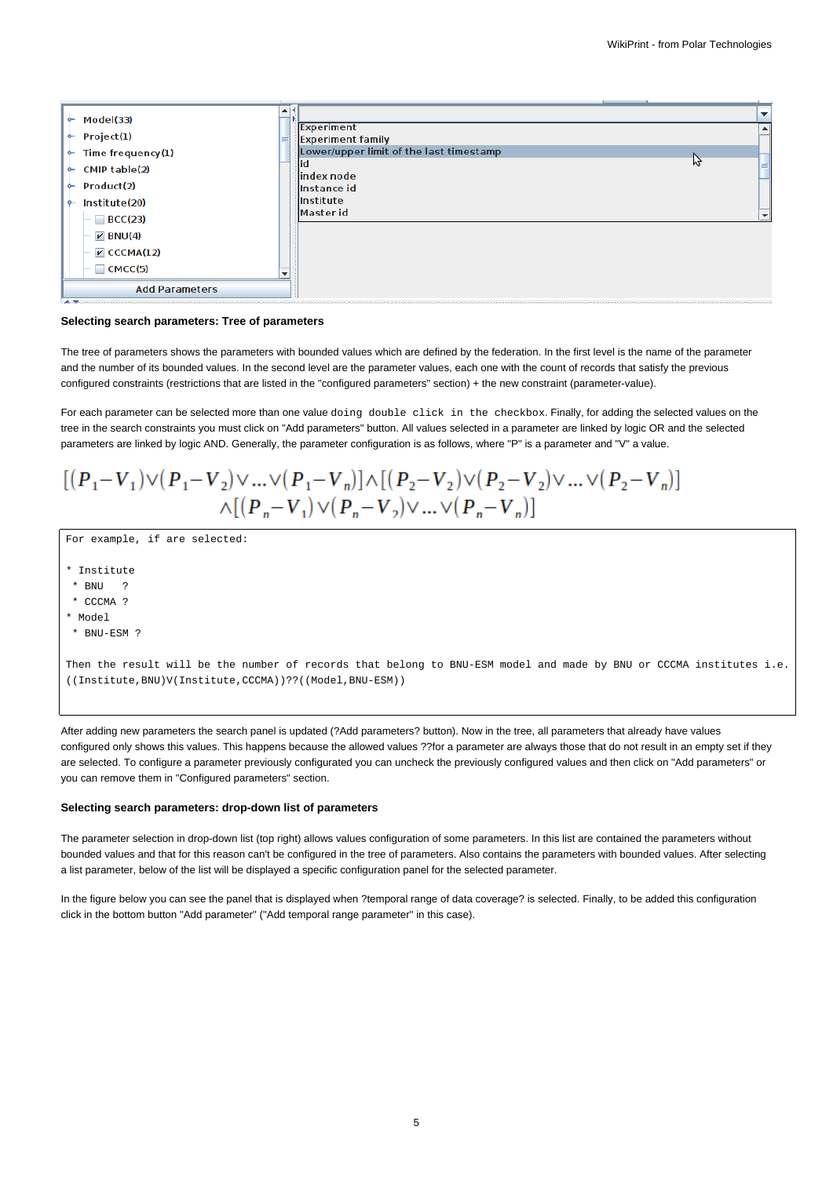**Selecting search parameters: Tree of parameters**

The tree of parameters shows the parameters with bounded values which are defined by the federation. In the first level is the name of the parameter and the number of its bounded values. In the second level are the parameter values, each one with the count of records that satisfy the previous configured constraints (restrictions that are listed in the "configured parameters" section) + the new constraint (parameter-value).

For each parameter can be selected more than one value `doing double click in the checkbox`. Finally, for adding the selected values on the tree in the search constraints you must click on "Add parameters" button. All values selected in a parameter are linked by logic OR and the selected parameters are linked by logic AND. Generally, the parameter configuration is as follows, where "P" is a parameter and "V" a value.

$$[(P_1-V_1)\vee(P_1-V_2)\vee\ldots\vee(P_1-V_n)]\wedge[(P_2-V_2)\vee(P_2-V_2)\vee\ldots\vee(P_2-V_n)]$$
$$\wedge[(P_n-V_1)\vee(P_n-V_2)\vee\ldots\vee(P_n-V_n)]$$

```
For example, if are selected:

* Institute
 * BNU   ?
 * CCCMA ?
* Model
 * BNU-ESM ?

Then the result will be the number of records that belong to BNU-ESM model and made by BNU or CCCMA institutes i.e.
((Institute,BNU)V(Institute,CCCMA))??((Model,BNU-ESM))
```

After adding new parameters the search panel is updated (?Add parameters? button). Now in the tree, all parameters that already have values configured only shows this values. This happens because the allowed values ??for a parameter are always those that do not result in an empty set if they are selected. To configure a parameter previously configurated you can uncheck the previously configured values and then click on "Add parameters" or you can remove them in "Configured parameters" section.

**Selecting search parameters: drop-down list of parameters**

The parameter selection in drop-down list (top right) allows values configuration of some parameters. In this list are contained the parameters without bounded values and that for this reason can't be configured in the tree of parameters. Also contains the parameters with bounded values. After selecting a list parameter, below of the list will be displayed a specific configuration panel for the selected parameter.

In the figure below you can see the panel that is displayed when ?temporal range of data coverage? is selected. Finally, to be added this configuration click in the bottom button "Add parameter" ("Add temporal range parameter" in this case).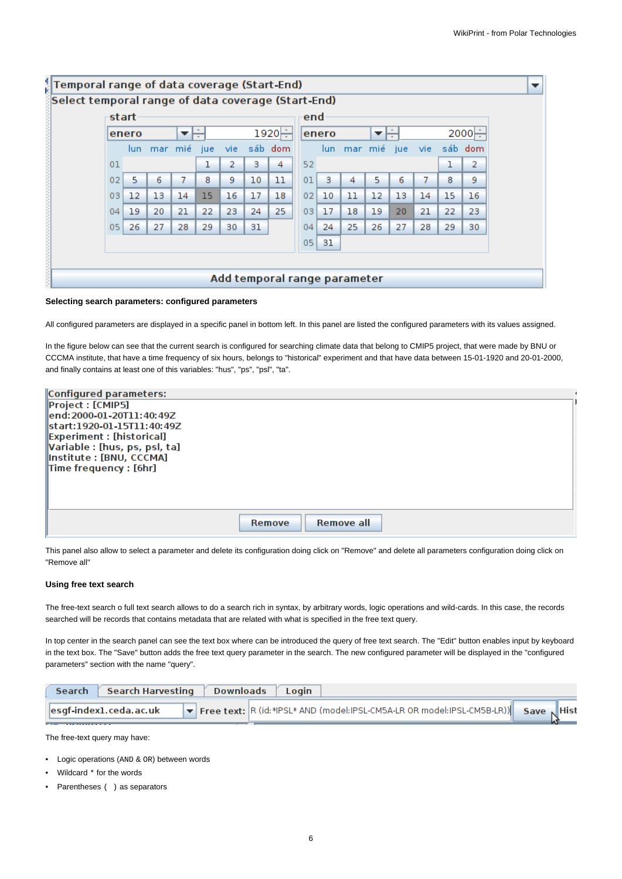Temporal range of data coverage (Start-End)

Select temporal range of data coverage (Start-End)

**Selecting search parameters: configured parameters**

All configured parameters are displayed in a specific panel in bottom left. In this panel are listed the configured parameters with its values assigned.

In the figure below can see that the current search is configured for searching climate data that belong to CMIP5 project, that were made by BNU or CCCMA institute, that have a time frequency of six hours, belongs to "historical" experiment and that have data between 15-01-1920 and 20-01-2000, and finally contains at least one of this variables: "hus", "ps", "psl", "ta".

This panel also allow to select a parameter and delete its configuration doing click on "Remove" and delete all parameters configuration doing click on "Remove all"

**Using free text search**

The free-text search o full text search allows to do a search rich in syntax, by arbitrary words, logic operations and wild-cards. In this case, the records searched will be records that contains metadata that are related with what is specified in the free text query.

In top center in the search panel can see the text box where can be introduced the query of free text search. The "Edit" button enables input by keyboard in the text box. The "Save" button adds the free text query parameter in the search. The new configured parameter will be displayed in the "configured parameters" section with the name "query".

The free-text query may have:

- Logic operations (AND & OR) between words
- Wildcard * for the words
- Parentheses ( ) as separators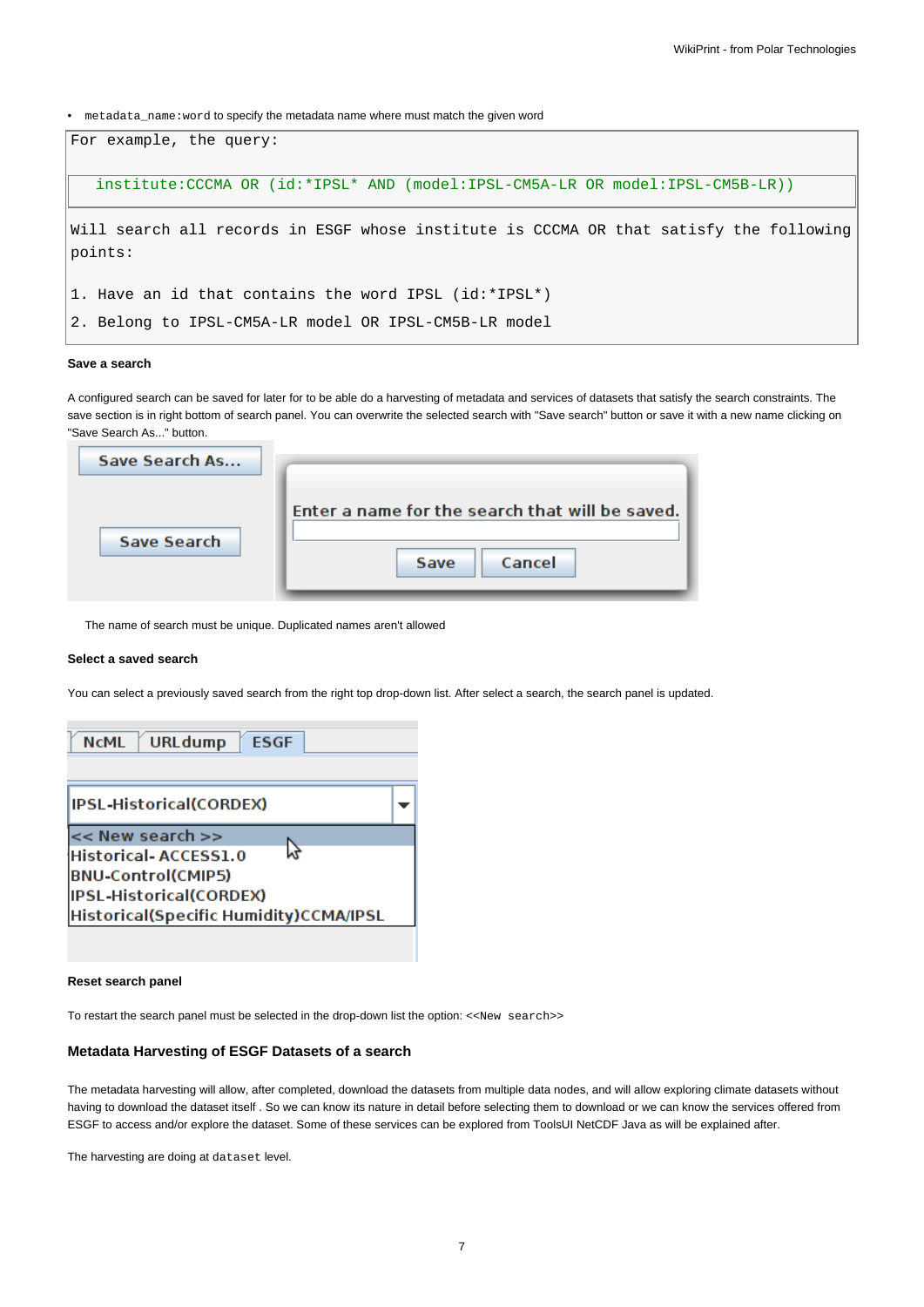- `metadata_name:word` to specify the metadata name where must match the given word

```
For example, the query:

   institute:CCCMA OR (id:*IPSL* AND (model:IPSL-CM5A-LR OR model:IPSL-CM5B-LR))

Will search all records in ESGF whose institute is CCCMA OR that satisfy the following points:

1. Have an id that contains the word IPSL (id:*IPSL*)
2. Belong to IPSL-CM5A-LR model OR IPSL-CM5B-LR model
```

#### Save a search

A configured search can be saved for later for to be able do a harvesting of metadata and services of datasets that satisfy the search constraints. The save section is in right bottom of search panel. You can overwrite the selected search with "Save search" button or save it with a new name clicking on "Save Search As..." button.

The name of search must be unique. Duplicated names aren't allowed

#### Select a saved search

You can select a previously saved search from the right top drop-down list. After select a search, the search panel is updated.

#### Reset search panel

To restart the search panel must be selected in the drop-down list the option: <<`New search`>>

### Metadata Harvesting of ESGF Datasets of a search

The metadata harvesting will allow, after completed, download the datasets from multiple data nodes, and will allow exploring climate datasets without having to download the dataset itself . So we can know its nature in detail before selecting them to download or we can know the services offered from ESGF to access and/or explore the dataset. Some of these services can be explored from ToolsUI NetCDF Java as will be explained after.

The harvesting are doing at `dataset` level.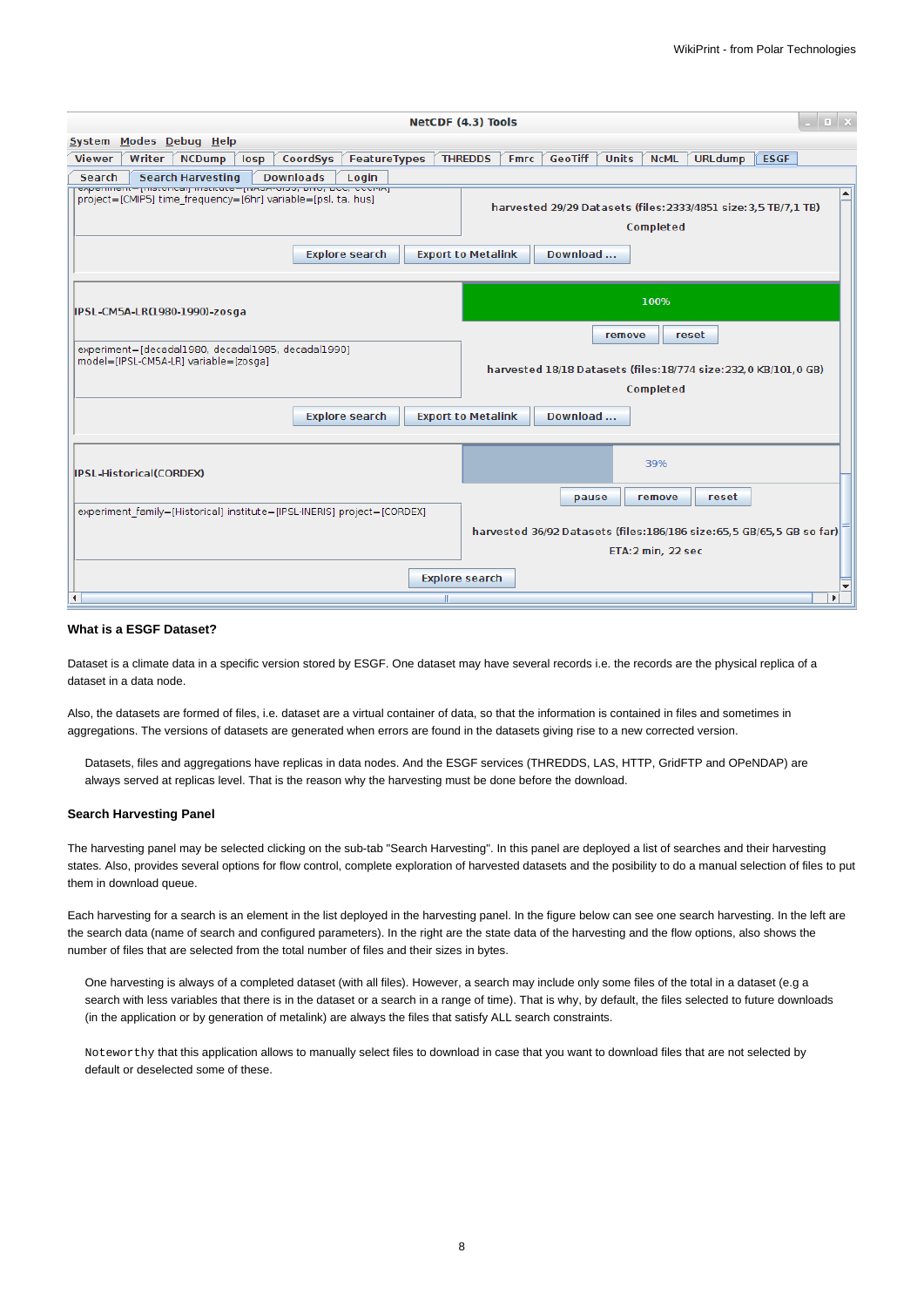### What is a ESGF Dataset?

Dataset is a climate data in a specific version stored by ESGF. One dataset may have several records i.e. the records are the physical replica of a dataset in a data node.

Also, the datasets are formed of files, i.e. dataset are a virtual container of data, so that the information is contained in files and sometimes in aggregations. The versions of datasets are generated when errors are found in the datasets giving rise to a new corrected version.

> Datasets, files and aggregations have replicas in data nodes. And the ESGF services (THREDDS, LAS, HTTP, GridFTP and OPeNDAP) are always served at replicas level. That is the reason why the harvesting must be done before the download.

### Search Harvesting Panel

The harvesting panel may be selected clicking on the sub-tab "Search Harvesting". In this panel are deployed a list of searches and their harvesting states. Also, provides several options for flow control, complete exploration of harvested datasets and the posibility to do a manual selection of files to put them in download queue.

Each harvesting for a search is an element in the list deployed in the harvesting panel. In the figure below can see one search harvesting. In the left are the search data (name of search and configured parameters). In the right are the state data of the harvesting and the flow options, also shows the number of files that are selected from the total number of files and their sizes in bytes.

> One harvesting is always of a completed dataset (with all files). However, a search may include only some files of the total in a dataset (e.g a search with less variables that there is in the dataset or a search in a range of time). That is why, by default, the files selected to future downloads (in the application or by generation of metalink) are always the files that satisfy ALL search constraints.

> `Noteworthy` that this application allows to manually select files to download in case that you want to download files that are not selected by default or deselected some of these.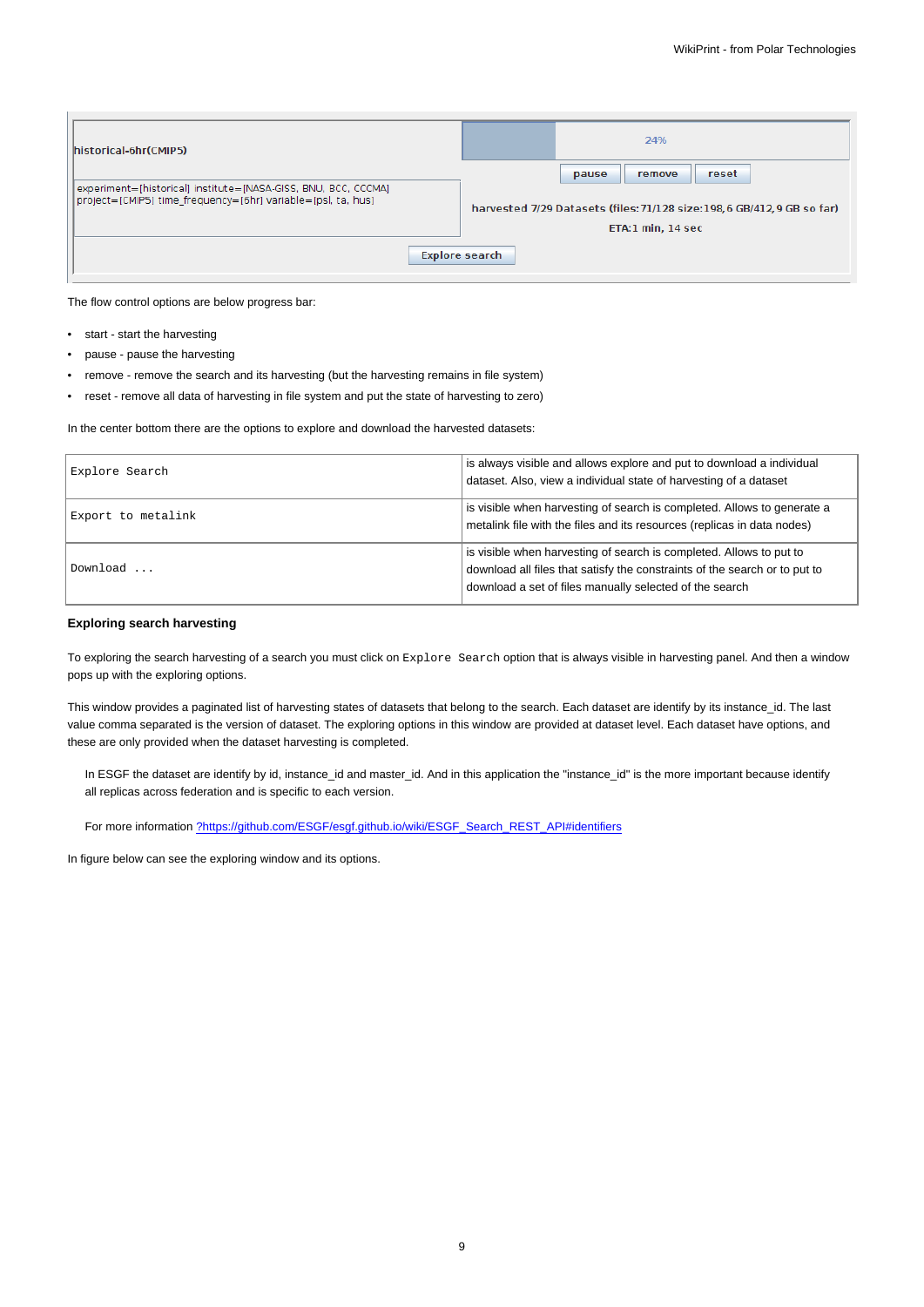The flow control options are below progress bar:

- start - start the harvesting
- pause - pause the harvesting
- remove - remove the search and its harvesting (but the harvesting remains in file system)
- reset - remove all data of harvesting in file system and put the state of harvesting to zero)

In the center bottom there are the options to explore and download the harvested datasets:

| `Explore Search` | is always visible and allows explore and put to download a individual dataset. Also, view a individual state of harvesting of a dataset |
|---|---|
| `Export to metalink` | is visible when harvesting of search is completed. Allows to generate a metalink file with the files and its resources (replicas in data nodes) |
| `Download ...` | is visible when harvesting of search is completed. Allows to put to download all files that satisfy the constraints of the search or to put to download a set of files manually selected of the search |

**Exploring search harvesting**

To exploring the search harvesting of a search you must click on `Explore Search` option that is always visible in harvesting panel. And then a window pops up with the exploring options.

This window provides a paginated list of harvesting states of datasets that belong to the search. Each dataset are identify by its instance_id. The last value comma separated is the version of dataset. The exploring options in this window are provided at dataset level. Each dataset have options, and these are only provided when the dataset harvesting is completed.

> In ESGF the dataset are identify by id, instance_id and master_id. And in this application the "instance_id" is the more important because identify all replicas across federation and is specific to each version.
>
> For more information ?https://github.com/ESGF/esgf.github.io/wiki/ESGF_Search_REST_API#identifiers

In figure below can see the exploring window and its options.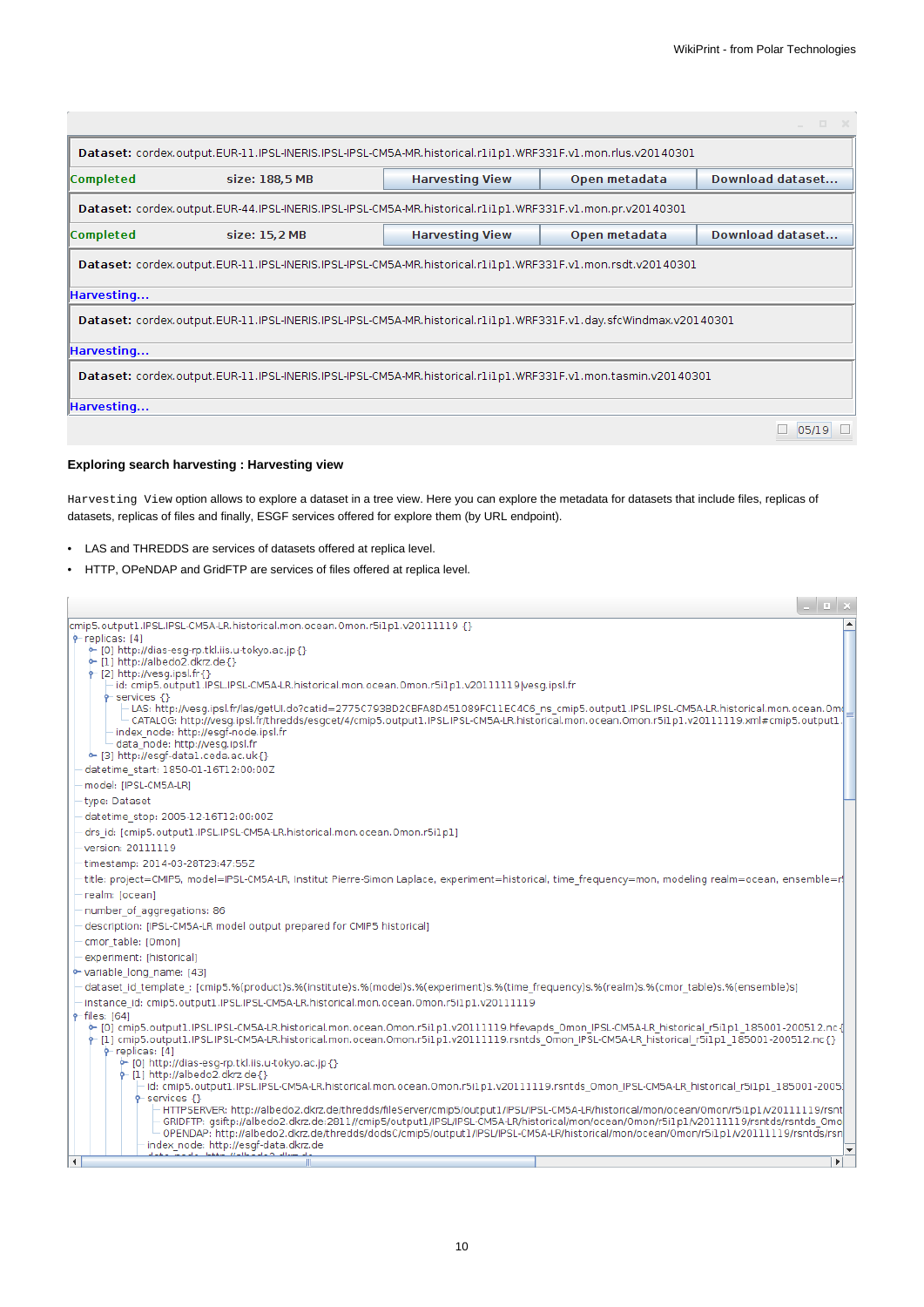Dataset: cordex.output.EUR-11.IPSL-INERIS.IPSL-IPSL-CM5A-MR.historical.r1i1p1.WRF331F.v1.mon.rlus.v20140301

Completed size: 188,5 MB Harvesting View Open metadata Download dataset...

Dataset: cordex.output.EUR-44.IPSL-INERIS.IPSL-IPSL-CM5A-MR.historical.r1i1p1.WRF331F.v1.mon.pr.v20140301

Completed size: 15,2 MB Harvesting View Open metadata Download dataset...

Dataset: cordex.output.EUR-11.IPSL-INERIS.IPSL-IPSL-CM5A-MR.historical.r1i1p1.WRF331F.v1.mon.rsdt.v20140301

Harvesting...

Dataset: cordex.output.EUR-11.IPSL-INERIS.IPSL-IPSL-CM5A-MR.historical.r1i1p1.WRF331F.v1.day.sfcWindmax.v20140301

Harvesting...

Dataset: cordex.output.EUR-11.IPSL-INERIS.IPSL-IPSL-CM5A-MR.historical.r1i1p1.WRF331F.v1.mon.tasmin.v20140301

Harvesting...

05/19

**Exploring search harvesting : Harvesting view**

`Harvesting View` option allows to explore a dataset in a tree view. Here you can explore the metadata for datasets that include files, replicas of datasets, replicas of files and finally, ESGF services offered for explore them (by URL endpoint).

- LAS and THREDDS are services of datasets offered at replica level.
- HTTP, OPeNDAP and GridFTP are services of files offered at replica level.

```
cmip5.output1.IPSL.IPSL-CM5A-LR.historical.mon.ocean.Omon.r5i1p1.v20111119 {}
replicas: [4]
  [0] http://dias-esg-rp.tkl.iis.u-tokyo.ac.jp {}
  [1] http://albedo2.dkrz.de {}
  [2] http://vesg.ipsl.fr {}
    id: cmip5.output1.IPSL.IPSL-CM5A-LR.historical.mon.ocean.Omon.r5i1p1.v20111119|vesg.ipsl.fr
    services {}
      LAS: http://vesg.ipsl.fr/las/getUI.do?catid=2775C7938D2CBFA8D451089FC11EC4C6_ns_cmip5.output1.IPSL.IPSL-CM5A-LR.historical.mon.ocean.Om
      CATALOG: http://vesg.ipsl.fr/thredds/esgcet/4/cmip5.output1.IPSL.IPSL-CM5A-LR.historical.mon.ocean.Omon.r5i1p1.v20111119.xml#cmip5.output1.
    index_node: http://esgf-node.ipsl.fr
    data_node: http://vesg.ipsl.fr
  [3] http://esgf-data1.ceda.ac.uk {}
datetime_start: 1850-01-16T12:00:00Z
model: [IPSL-CM5A-LR]
type: Dataset
datetime_stop: 2005-12-16T12:00:00Z
drs_id: [cmip5.output1.IPSL.IPSL-CM5A-LR.historical.mon.ocean.Omon.r5i1p1]
version: 20111119
timestamp: 2014-03-28T23:47:55Z
title: project=CMIP5, model=IPSL-CM5A-LR, Institut Pierre-Simon Laplace, experiment=historical, time_frequency=mon, modeling realm=ocean, ensemble=r
realm: [ocean]
number_of_aggregations: 86
description: [IPSL-CM5A-LR model output prepared for CMIP5 historical]
cmor_table: [Omon]
experiment: [historical]
variable_long_name: [43]
dataset_id_template_: [cmip5.%(product)s.%(institute)s.%(model)s.%(experiment)s.%(time_frequency)s.%(realm)s.%(cmor_table)s.%(ensemble)s]
instance_id: cmip5.output1.IPSL.IPSL-CM5A-LR.historical.mon.ocean.Omon.r5i1p1.v20111119
files: [64]
  [0] cmip5.output1.IPSL.IPSL-CM5A-LR.historical.mon.ocean.Omon.r5i1p1.v20111119.hfevapds_Omon_IPSL-CM5A-LR_historical_r5i1p1_185001-200512.nc {
  [1] cmip5.output1.IPSL.IPSL-CM5A-LR.historical.mon.ocean.Omon.r5i1p1.v20111119.rsntds_Omon_IPSL-CM5A-LR_historical_r5i1p1_185001-200512.nc {}
    replicas: [4]
      [0] http://dias-esg-rp.tkl.iis.u-tokyo.ac.jp {}
      [1] http://albedo2.dkrz.de {}
        id: cmip5.output1.IPSL.IPSL-CM5A-LR.historical.mon.ocean.Omon.r5i1p1.v20111119.rsntds_Omon_IPSL-CM5A-LR_historical_r5i1p1_185001-2005
        services {}
          HTTPSERVER: http://albedo2.dkrz.de/thredds/fileServer/cmip5/output1/IPSL/IPSL-CM5A-LR/historical/mon/ocean/Omon/r5i1p1/v20111119/rsnt
          GRIDFTP: gsiftp://albedo2.dkrz.de:2811//cmip5/output1/IPSL/IPSL-CM5A-LR/historical/mon/ocean/Omon/r5i1p1/v20111119/rsntds/rsntds_Omo
          OPENDAP: http://albedo2.dkrz.de/thredds/dodsC/cmip5/output1/IPSL/IPSL-CM5A-LR/historical/mon/ocean/Omon/r5i1p1/v20111119/rsntds/rsn
        index_node: http://esgf-data.dkrz.de
```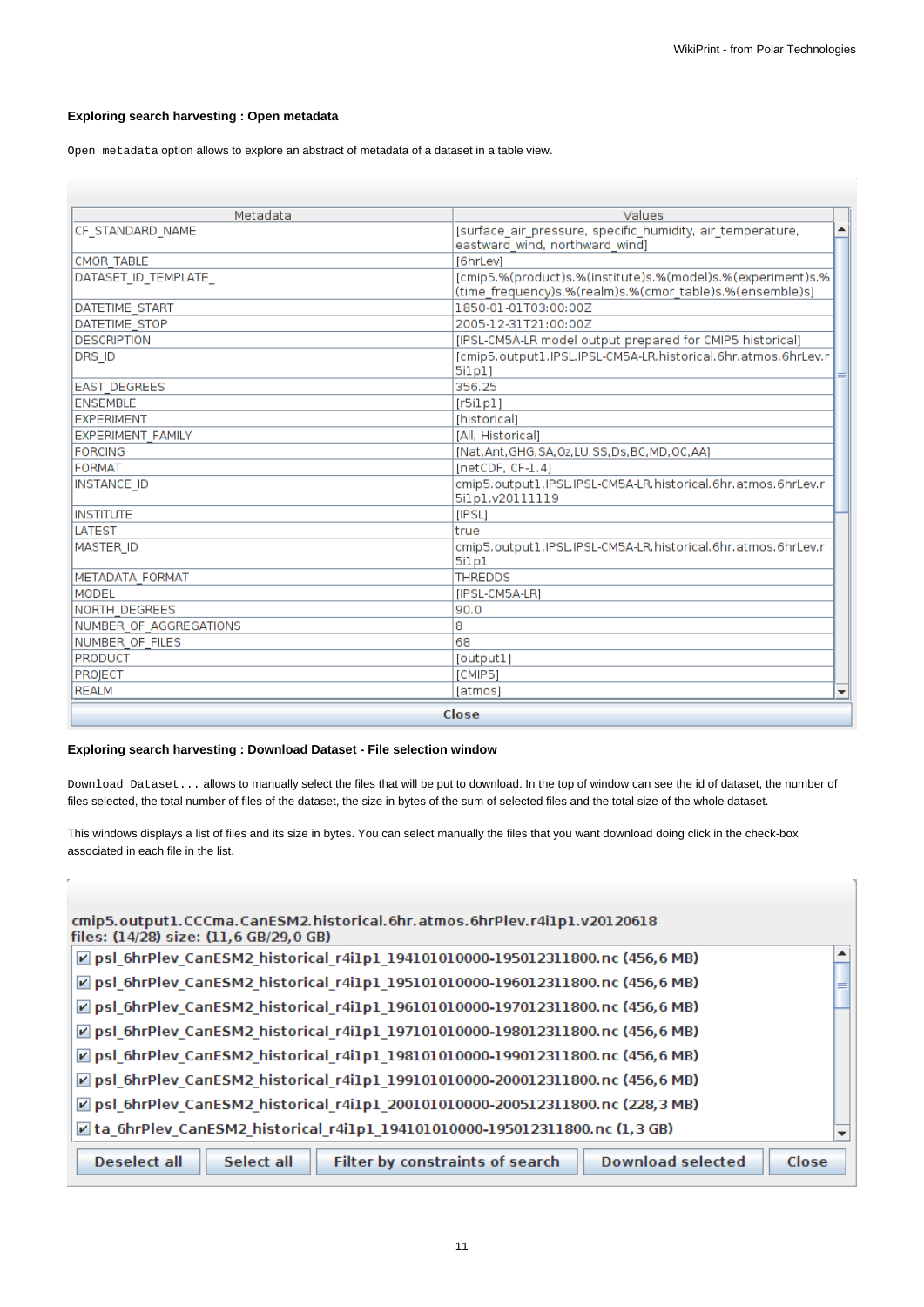**Exploring search harvesting : Open metadata**

`Open metadata` option allows to explore an abstract of metadata of a dataset in a table view.

| Metadata | Values |
|---|---|
| CF_STANDARD_NAME | [surface_air_pressure, specific_humidity, air_temperature, eastward_wind, northward_wind] |
| CMOR_TABLE | [6hrLev] |
| DATASET_ID_TEMPLATE_ | [cmip5.%(product)s.%(institute)s.%(model)s.%(experiment)s.%(time_frequency)s.%(realm)s.%(cmor_table)s.%(ensemble)s] |
| DATETIME_START | 1850-01-01T03:00:00Z |
| DATETIME_STOP | 2005-12-31T21:00:00Z |
| DESCRIPTION | [IPSL-CM5A-LR model output prepared for CMIP5 historical] |
| DRS_ID | [cmip5.output1.IPSL.IPSL-CM5A-LR.historical.6hr.atmos.6hrLev.r5i1p1] |
| EAST_DEGREES | 356.25 |
| ENSEMBLE | [r5i1p1] |
| EXPERIMENT | [historical] |
| EXPERIMENT_FAMILY | [All, Historical] |
| FORCING | [Nat,Ant,GHG,SA,Oz,LU,SS,Ds,BC,MD,OC,AA] |
| FORMAT | [netCDF, CF-1.4] |
| INSTANCE_ID | cmip5.output1.IPSL.IPSL-CM5A-LR.historical.6hr.atmos.6hrLev.r5i1p1.v20111119 |
| INSTITUTE | [IPSL] |
| LATEST | true |
| MASTER_ID | cmip5.output1.IPSL.IPSL-CM5A-LR.historical.6hr.atmos.6hrLev.r5i1p1 |
| METADATA_FORMAT | THREDDS |
| MODEL | [IPSL-CM5A-LR] |
| NORTH_DEGREES | 90.0 |
| NUMBER_OF_AGGREGATIONS | 8 |
| NUMBER_OF_FILES | 68 |
| PRODUCT | [output1] |
| PROJECT | [CMIP5] |
| REALM | [atmos] |

Close

**Exploring search harvesting : Download Dataset - File selection window**

`Download Dataset...` allows to manually select the files that will be put to download. In the top of window can see the id of dataset, the number of files selected, the total number of files of the dataset, the size in bytes of the sum of selected files and the total size of the whole dataset.

This windows displays a list of files and its size in bytes. You can select manually the files that you want download doing click in the check-box associated in each file in the list.

cmip5.output1.CCCma.CanESM2.historical.6hr.atmos.6hrPlev.r4i1p1.v20120618
files: (14/28) size: (11,6 GB/29,0 GB)

- ☑ psl_6hrPlev_CanESM2_historical_r4i1p1_194101010000-195012311800.nc (456,6 MB)
- ☑ psl_6hrPlev_CanESM2_historical_r4i1p1_195101010000-196012311800.nc (456,6 MB)
- ☑ psl_6hrPlev_CanESM2_historical_r4i1p1_196101010000-197012311800.nc (456,6 MB)
- ☑ psl_6hrPlev_CanESM2_historical_r4i1p1_197101010000-198012311800.nc (456,6 MB)
- ☑ psl_6hrPlev_CanESM2_historical_r4i1p1_198101010000-199012311800.nc (456,6 MB)
- ☑ psl_6hrPlev_CanESM2_historical_r4i1p1_199101010000-200012311800.nc (456,6 MB)
- ☑ psl_6hrPlev_CanESM2_historical_r4i1p1_200101010000-200512311800.nc (228,3 MB)
- ☑ ta_6hrPlev_CanESM2_historical_r4i1p1_194101010000-195012311800.nc (1,3 GB)

Deselect all | Select all | Filter by constraints of search | Download selected | Close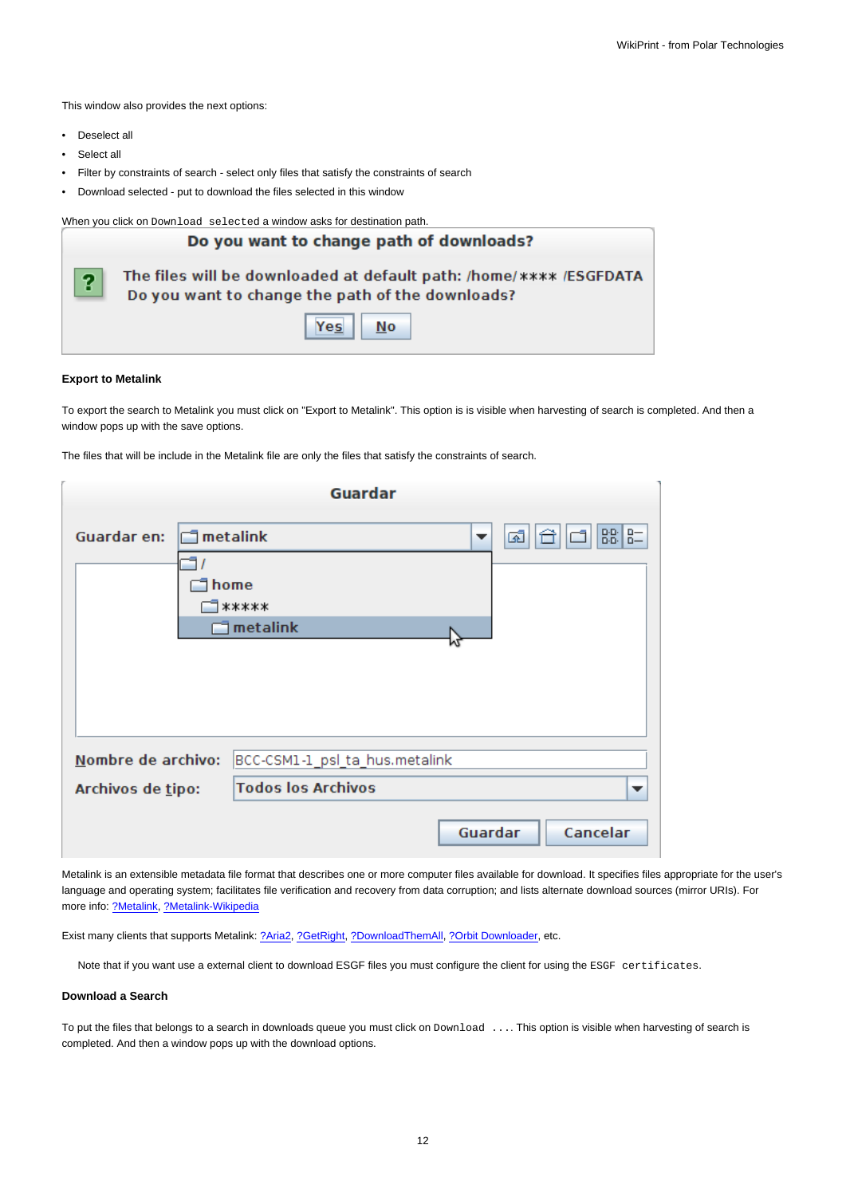This window also provides the next options:

- Deselect all
- Select all
- Filter by constraints of search - select only files that satisfy the constraints of search
- Download selected - put to download the files selected in this window

When you click on `Download selected` a window asks for destination path.

#### Export to Metalink

To export the search to Metalink you must click on "Export to Metalink". This option is is visible when harvesting of search is completed. And then a window pops up with the save options.

The files that will be include in the Metalink file are only the files that satisfy the constraints of search.

Metalink is an extensible metadata file format that describes one or more computer files available for download. It specifies files appropriate for the user's language and operating system; facilitates file verification and recovery from data corruption; and lists alternate download sources (mirror URIs). For more info: ?Metalink, ?Metalink-Wikipedia

Exist many clients that supports Metalink: ?Aria2, ?GetRight, ?DownloadThemAll, ?Orbit Downloader, etc.

Note that if you want use a external client to download ESGF files you must configure the client for using the `ESGF certificates`.

#### Download a Search

To put the files that belongs to a search in downloads queue you must click on `Download ...`. This option is visible when harvesting of search is completed. And then a window pops up with the download options.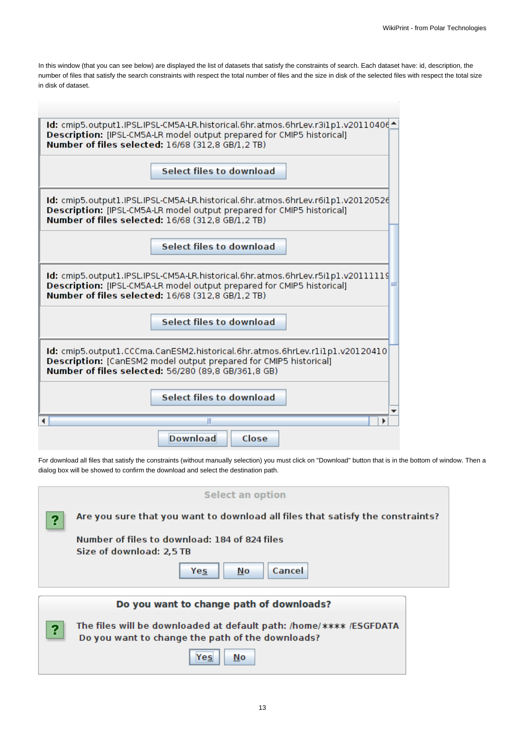In this window (that you can see below) are displayed the list of datasets that satisfy the constraints of search. Each dataset have: id, description, the number of files that satisfy the search constraints with respect the total number of files and the size in disk of the selected files with respect the total size in disk of dataset.

**Id:** cmip5.output1.IPSL.IPSL-CM5A-LR.historical.6hr.atmos.6hrLev.r3i1p1.v20110406
**Description:** [IPSL-CM5A-LR model output prepared for CMIP5 historical]
**Number of files selected:** 16/68 (312,8 GB/1,2 TB)

Select files to download

**Id:** cmip5.output1.IPSL.IPSL-CM5A-LR.historical.6hr.atmos.6hrLev.r6i1p1.v20120526
**Description:** [IPSL-CM5A-LR model output prepared for CMIP5 historical]
**Number of files selected:** 16/68 (312,8 GB/1,2 TB)

Select files to download

**Id:** cmip5.output1.IPSL.IPSL-CM5A-LR.historical.6hr.atmos.6hrLev.r5i1p1.v20111119
**Description:** [IPSL-CM5A-LR model output prepared for CMIP5 historical]
**Number of files selected:** 16/68 (312,8 GB/1,2 TB)

Select files to download

**Id:** cmip5.output1.CCCma.CanESM2.historical.6hr.atmos.6hrLev.r1i1p1.v20120410
**Description:** [CanESM2 model output prepared for CMIP5 historical]
**Number of files selected:** 56/280 (89,8 GB/361,8 GB)

Select files to download

Download | Close

For download all files that satisfy the constraints (without manually selection) you must click on "Download" button that is in the bottom of window. Then a dialog box will be showed to confirm the download and select the destination path.

**Select an option**

Are you sure that you want to download all files that satisfy the constraints?

Number of files to download: 184 of 824 files
Size of download: 2,5 TB

Yes | No | Cancel

**Do you want to change path of downloads?**

The files will be downloaded at default path: /home/**** /ESGFDATA
Do you want to change the path of the downloads?

Yes | No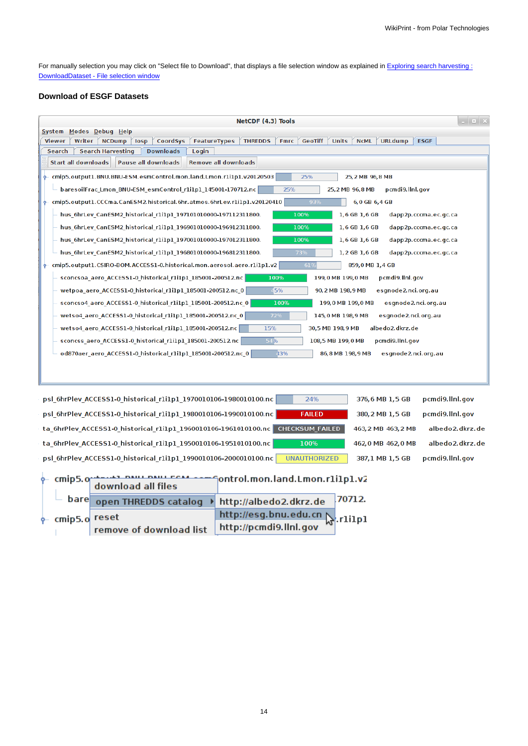For manually selection you may click on "Select file to Download", that displays a file selection window as explained in [Exploring search harvesting : DownloadDataset - File selection window](#)

### Download of ESGF Datasets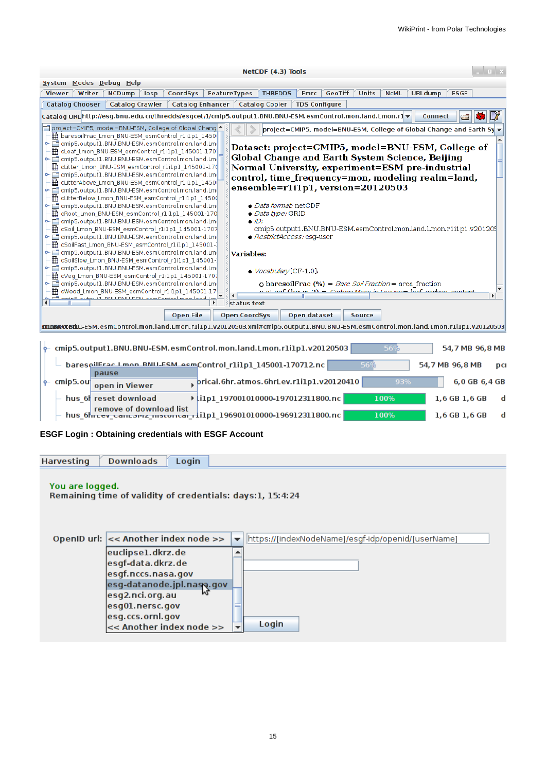**ESGF Login : Obtaining credentials with ESGF Account**